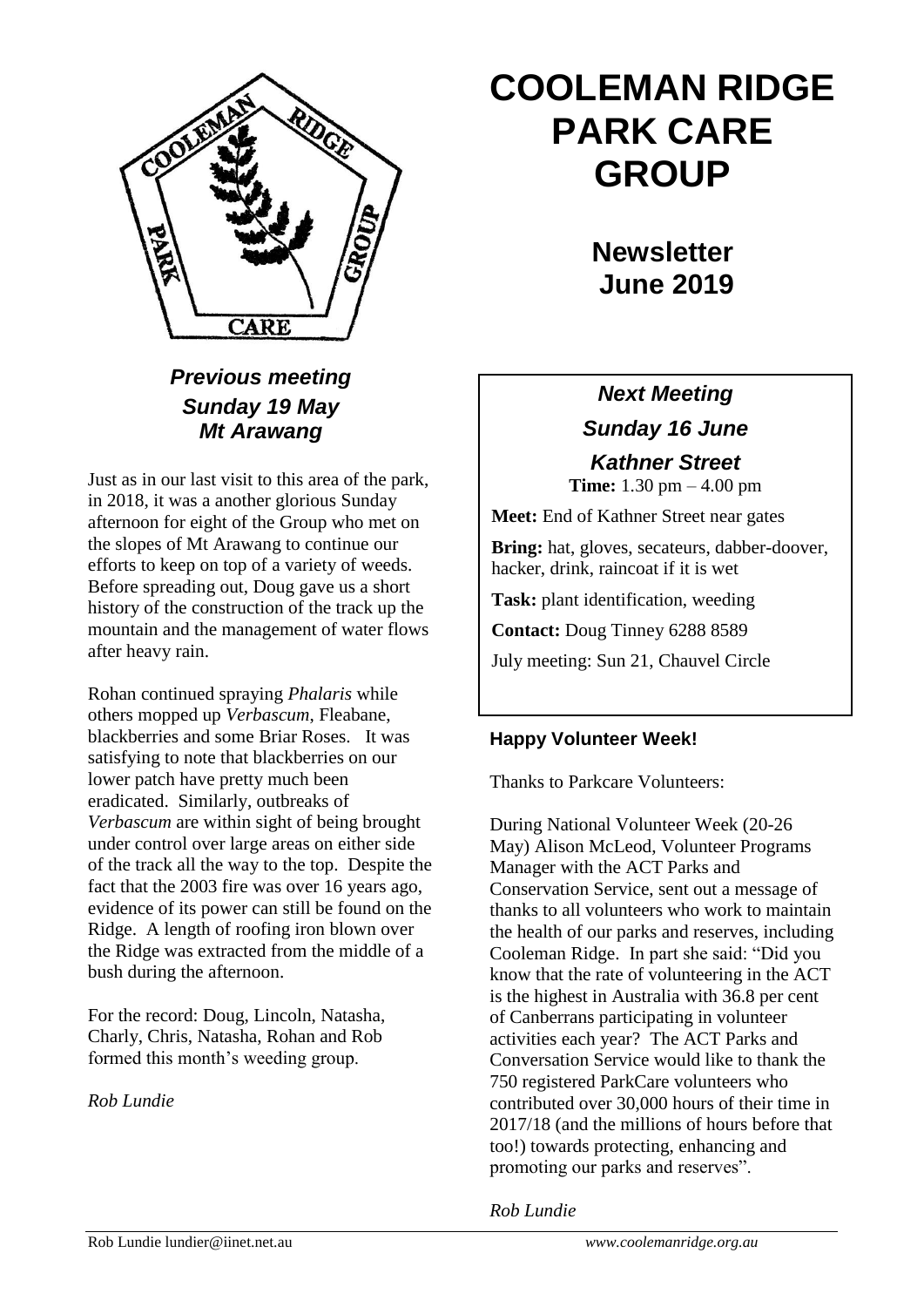# COOLEMAN RIDGE PARK CARE GROUP

## Newsletter June 2019

### *Previous meeting Sunday 19 May Mt Arawang*

Just as in our last visit to this area of the park, in 2018, it was a another glorious Sunday afternoon for eight of the Group who met on the slopes of Mt Arawang to continue our efforts to keep on top of a variety of weeds. Before spreading out, Doug gave us a short history of the construction of the track up the mountain and the management of water flows after heavy rain.

Rohan continued spraying *Phalaris* while others mopped up *Verbascum*, Fleabane, blackberries and some Briar Roses. It was satisfying to note that blackberries on our lower patch have pretty much been eradicated. Similarly, outbreaks of *Verbascum* are within sight of being brought under control over large areas on either side of the track all the way to the top. Despite the fact that the 2003 fire was over 16 years ago, evidence of its power can still be found on the Ridge. A length of roofing iron blown over the Ridge was extracted from the middle of a bush during the afternoon.

For the record: Doug, Lincoln, Natasha, Charly, Chris, Natasha, Rohan and Rob formed this month's weeding group.

*Rob Lundie*

### *Next Meeting*
### *Sunday 16 June*
### *Kathner Street*

**Time:** 1.30 pm – 4.00 pm

**Meet:** End of Kathner Street near gates

**Bring:** hat, gloves, secateurs, dabber-doover, hacker, drink, raincoat if it is wet

**Task:** plant identification, weeding

**Contact:** Doug Tinney 6288 8589

July meeting: Sun 21, Chauvel Circle

### Happy Volunteer Week!

Thanks to Parkcare Volunteers:

During National Volunteer Week (20-26 May) Alison McLeod, Volunteer Programs Manager with the ACT Parks and Conservation Service, sent out a message of thanks to all volunteers who work to maintain the health of our parks and reserves, including Cooleman Ridge. In part she said: "Did you know that the rate of volunteering in the ACT is the highest in Australia with 36.8 per cent of Canberrans participating in volunteer activities each year? The ACT Parks and Conversation Service would like to thank the 750 registered ParkCare volunteers who contributed over 30,000 hours of their time in 2017/18 (and the millions of hours before that too!) towards protecting, enhancing and promoting our parks and reserves".

*Rob Lundie*

Rob Lundie lundier@iinet.net.au *www.coolemanridge.org.au*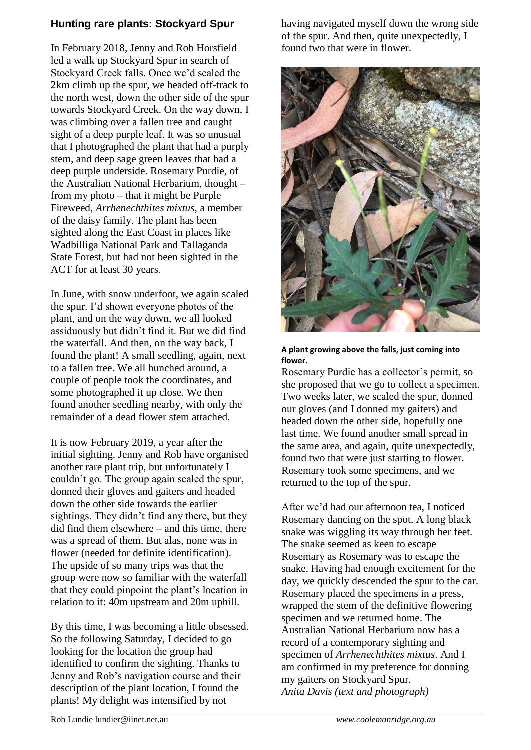## Hunting rare plants: Stockyard Spur

In February 2018, Jenny and Rob Horsfield led a walk up Stockyard Spur in search of Stockyard Creek falls. Once we'd scaled the 2km climb up the spur, we headed off-track to the north west, down the other side of the spur towards Stockyard Creek. On the way down, I was climbing over a fallen tree and caught sight of a deep purple leaf. It was so unusual that I photographed the plant that had a purply stem, and deep sage green leaves that had a deep purple underside. Rosemary Purdie, of the Australian National Herbarium, thought – from my photo – that it might be Purple Fireweed, *Arrhenechthites mixtus*, a member of the daisy family. The plant has been sighted along the East Coast in places like Wadbilliga National Park and Tallaganda State Forest, but had not been sighted in the ACT for at least 30 years.

In June, with snow underfoot, we again scaled the spur. I'd shown everyone photos of the plant, and on the way down, we all looked assiduously but didn't find it. But we did find the waterfall. And then, on the way back, I found the plant! A small seedling, again, next to a fallen tree. We all hunched around, a couple of people took the coordinates, and some photographed it up close. We then found another seedling nearby, with only the remainder of a dead flower stem attached.

It is now February 2019, a year after the initial sighting. Jenny and Rob have organised another rare plant trip, but unfortunately I couldn't go. The group again scaled the spur, donned their gloves and gaiters and headed down the other side towards the earlier sightings. They didn't find any there, but they did find them elsewhere – and this time, there was a spread of them. But alas, none was in flower (needed for definite identification). The upside of so many trips was that the group were now so familiar with the waterfall that they could pinpoint the plant's location in relation to it: 40m upstream and 20m uphill.

By this time, I was becoming a little obsessed. So the following Saturday, I decided to go looking for the location the group had identified to confirm the sighting. Thanks to Jenny and Rob's navigation course and their description of the plant location, I found the plants! My delight was intensified by not having navigated myself down the wrong side of the spur. And then, quite unexpectedly, I found two that were in flower.

**A plant growing above the falls, just coming into flower.**

Rosemary Purdie has a collector's permit, so she proposed that we go to collect a specimen. Two weeks later, we scaled the spur, donned our gloves (and I donned my gaiters) and headed down the other side, hopefully one last time. We found another small spread in the same area, and again, quite unexpectedly, found two that were just starting to flower. Rosemary took some specimens, and we returned to the top of the spur.

After we'd had our afternoon tea, I noticed Rosemary dancing on the spot. A long black snake was wiggling its way through her feet. The snake seemed as keen to escape Rosemary as Rosemary was to escape the snake. Having had enough excitement for the day, we quickly descended the spur to the car. Rosemary placed the specimens in a press, wrapped the stem of the definitive flowering specimen and we returned home. The Australian National Herbarium now has a record of a contemporary sighting and specimen of *Arrhenechthites mixtus*. And I am confirmed in my preference for donning my gaiters on Stockyard Spur.

*Anita Davis (text and photograph)*